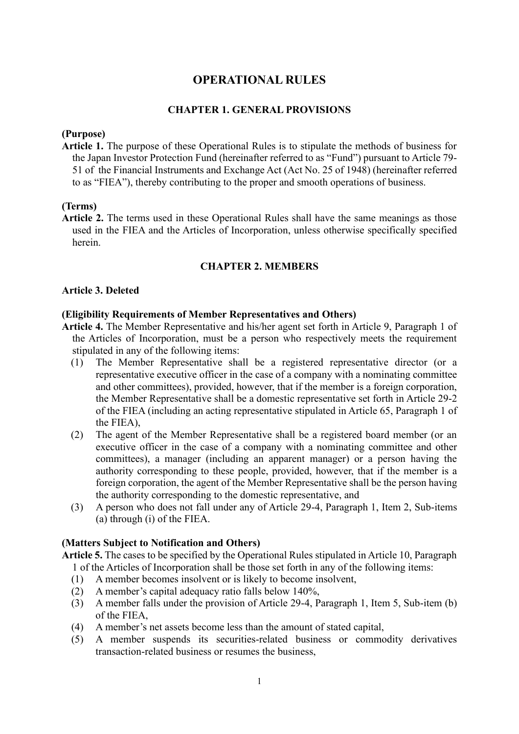# OPERATIONAL RULES

## CHAPTER 1. GENERAL PROVISIONS

**(Purpose)**

**Article 1.** The purpose of these Operational Rules is to stipulate the methods of business for the Japan Investor Protection Fund (hereinafter referred to as "Fund") pursuant to Article 79-51 of the Financial Instruments and Exchange Act (Act No. 25 of 1948) (hereinafter referred to as "FIEA"), thereby contributing to the proper and smooth operations of business.

**(Terms)**

**Article 2.** The terms used in these Operational Rules shall have the same meanings as those used in the FIEA and the Articles of Incorporation, unless otherwise specifically specified herein.

## CHAPTER 2. MEMBERS

**Article 3. Deleted**

**(Eligibility Requirements of Member Representatives and Others)**

**Article 4.** The Member Representative and his/her agent set forth in Article 9, Paragraph 1 of the Articles of Incorporation, must be a person who respectively meets the requirement stipulated in any of the following items:

(1) The Member Representative shall be a registered representative director (or a representative executive officer in the case of a company with a nominating committee and other committees), provided, however, that if the member is a foreign corporation, the Member Representative shall be a domestic representative set forth in Article 29-2 of the FIEA (including an acting representative stipulated in Article 65, Paragraph 1 of the FIEA),

(2) The agent of the Member Representative shall be a registered board member (or an executive officer in the case of a company with a nominating committee and other committees), a manager (including an apparent manager) or a person having the authority corresponding to these people, provided, however, that if the member is a foreign corporation, the agent of the Member Representative shall be the person having the authority corresponding to the domestic representative, and

(3) A person who does not fall under any of Article 29-4, Paragraph 1, Item 2, Sub-items (a) through (i) of the FIEA.

**(Matters Subject to Notification and Others)**

**Article 5.** The cases to be specified by the Operational Rules stipulated in Article 10, Paragraph 1 of the Articles of Incorporation shall be those set forth in any of the following items:

(1) A member becomes insolvent or is likely to become insolvent,

(2) A member's capital adequacy ratio falls below 140%,

(3) A member falls under the provision of Article 29-4, Paragraph 1, Item 5, Sub-item (b) of the FIEA,

(4) A member's net assets become less than the amount of stated capital,

(5) A member suspends its securities-related business or commodity derivatives transaction-related business or resumes the business,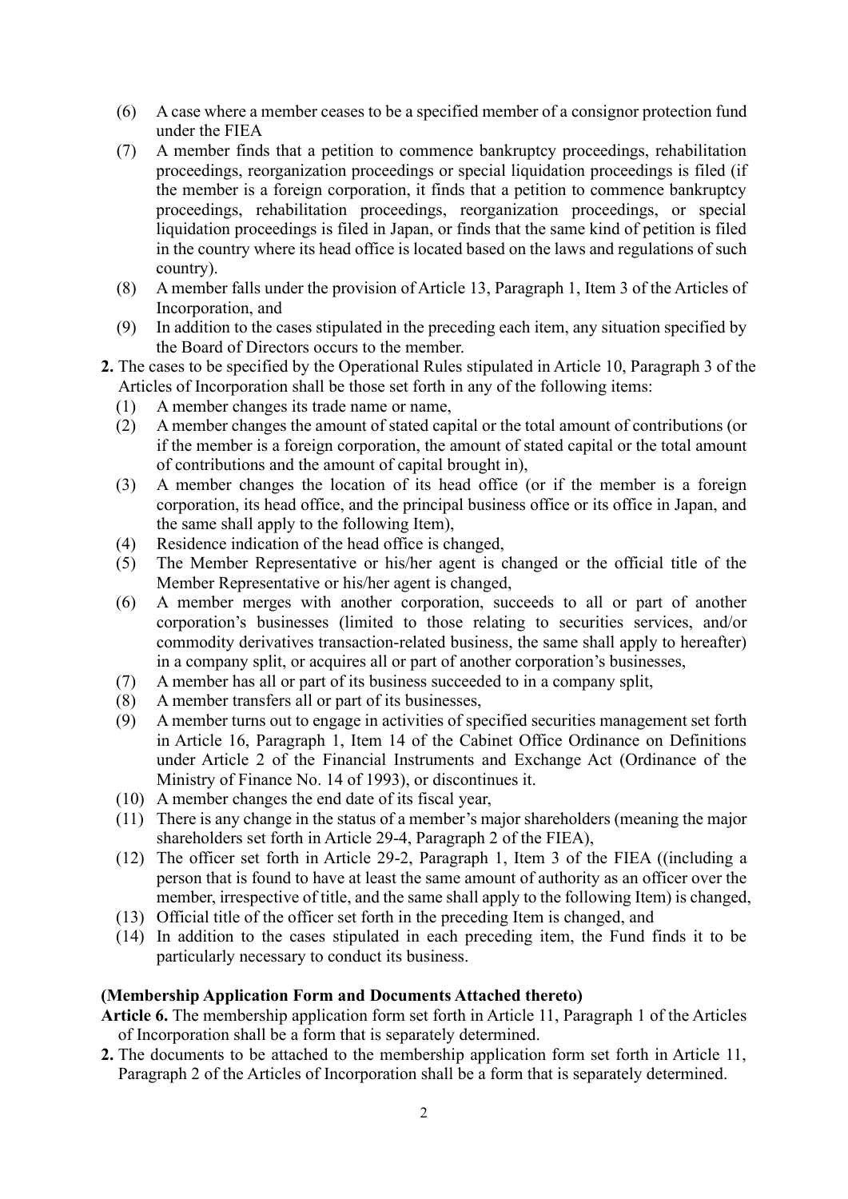(6) A case where a member ceases to be a specified member of a consignor protection fund under the FIEA

(7) A member finds that a petition to commence bankruptcy proceedings, rehabilitation proceedings, reorganization proceedings or special liquidation proceedings is filed (if the member is a foreign corporation, it finds that a petition to commence bankruptcy proceedings, rehabilitation proceedings, reorganization proceedings, or special liquidation proceedings is filed in Japan, or finds that the same kind of petition is filed in the country where its head office is located based on the laws and regulations of such country).

(8) A member falls under the provision of Article 13, Paragraph 1, Item 3 of the Articles of Incorporation, and

(9) In addition to the cases stipulated in the preceding each item, any situation specified by the Board of Directors occurs to the member.

**2.** The cases to be specified by the Operational Rules stipulated in Article 10, Paragraph 3 of the Articles of Incorporation shall be those set forth in any of the following items:

(1) A member changes its trade name or name,

(2) A member changes the amount of stated capital or the total amount of contributions (or if the member is a foreign corporation, the amount of stated capital or the total amount of contributions and the amount of capital brought in),

(3) A member changes the location of its head office (or if the member is a foreign corporation, its head office, and the principal business office or its office in Japan, and the same shall apply to the following Item),

(4) Residence indication of the head office is changed,

(5) The Member Representative or his/her agent is changed or the official title of the Member Representative or his/her agent is changed,

(6) A member merges with another corporation, succeeds to all or part of another corporation's businesses (limited to those relating to securities services, and/or commodity derivatives transaction-related business, the same shall apply to hereafter) in a company split, or acquires all or part of another corporation's businesses,

(7) A member has all or part of its business succeeded to in a company split,

(8) A member transfers all or part of its businesses,

(9) A member turns out to engage in activities of specified securities management set forth in Article 16, Paragraph 1, Item 14 of the Cabinet Office Ordinance on Definitions under Article 2 of the Financial Instruments and Exchange Act (Ordinance of the Ministry of Finance No. 14 of 1993), or discontinues it.

(10) A member changes the end date of its fiscal year,

(11) There is any change in the status of a member's major shareholders (meaning the major shareholders set forth in Article 29-4, Paragraph 2 of the FIEA),

(12) The officer set forth in Article 29-2, Paragraph 1, Item 3 of the FIEA ((including a person that is found to have at least the same amount of authority as an officer over the member, irrespective of title, and the same shall apply to the following Item) is changed,

(13) Official title of the officer set forth in the preceding Item is changed, and

(14) In addition to the cases stipulated in each preceding item, the Fund finds it to be particularly necessary to conduct its business.

**(Membership Application Form and Documents Attached thereto)**

**Article 6.** The membership application form set forth in Article 11, Paragraph 1 of the Articles of Incorporation shall be a form that is separately determined.

**2.** The documents to be attached to the membership application form set forth in Article 11, Paragraph 2 of the Articles of Incorporation shall be a form that is separately determined.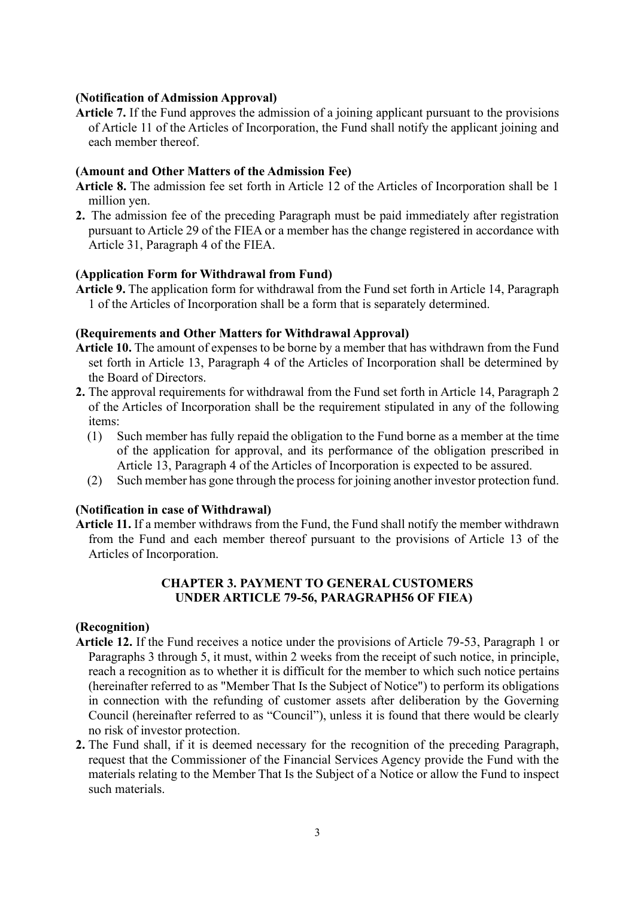**(Notification of Admission Approval)**

**Article 7.** If the Fund approves the admission of a joining applicant pursuant to the provisions of Article 11 of the Articles of Incorporation, the Fund shall notify the applicant joining and each member thereof.

**(Amount and Other Matters of the Admission Fee)**

**Article 8.** The admission fee set forth in Article 12 of the Articles of Incorporation shall be 1 million yen.

**2.** The admission fee of the preceding Paragraph must be paid immediately after registration pursuant to Article 29 of the FIEA or a member has the change registered in accordance with Article 31, Paragraph 4 of the FIEA.

**(Application Form for Withdrawal from Fund)**

**Article 9.** The application form for withdrawal from the Fund set forth in Article 14, Paragraph 1 of the Articles of Incorporation shall be a form that is separately determined.

**(Requirements and Other Matters for Withdrawal Approval)**

**Article 10.** The amount of expenses to be borne by a member that has withdrawn from the Fund set forth in Article 13, Paragraph 4 of the Articles of Incorporation shall be determined by the Board of Directors.

**2.** The approval requirements for withdrawal from the Fund set forth in Article 14, Paragraph 2 of the Articles of Incorporation shall be the requirement stipulated in any of the following items:

(1) Such member has fully repaid the obligation to the Fund borne as a member at the time of the application for approval, and its performance of the obligation prescribed in Article 13, Paragraph 4 of the Articles of Incorporation is expected to be assured.

(2) Such member has gone through the process for joining another investor protection fund.

**(Notification in case of Withdrawal)**

**Article 11.** If a member withdraws from the Fund, the Fund shall notify the member withdrawn from the Fund and each member thereof pursuant to the provisions of Article 13 of the Articles of Incorporation.

## CHAPTER 3. PAYMENT TO GENERAL CUSTOMERS UNDER ARTICLE 79-56, PARAGRAPH56 OF FIEA)

**(Recognition)**

**Article 12.** If the Fund receives a notice under the provisions of Article 79-53, Paragraph 1 or Paragraphs 3 through 5, it must, within 2 weeks from the receipt of such notice, in principle, reach a recognition as to whether it is difficult for the member to which such notice pertains (hereinafter referred to as "Member That Is the Subject of Notice") to perform its obligations in connection with the refunding of customer assets after deliberation by the Governing Council (hereinafter referred to as "Council"), unless it is found that there would be clearly no risk of investor protection.

**2.** The Fund shall, if it is deemed necessary for the recognition of the preceding Paragraph, request that the Commissioner of the Financial Services Agency provide the Fund with the materials relating to the Member That Is the Subject of a Notice or allow the Fund to inspect such materials.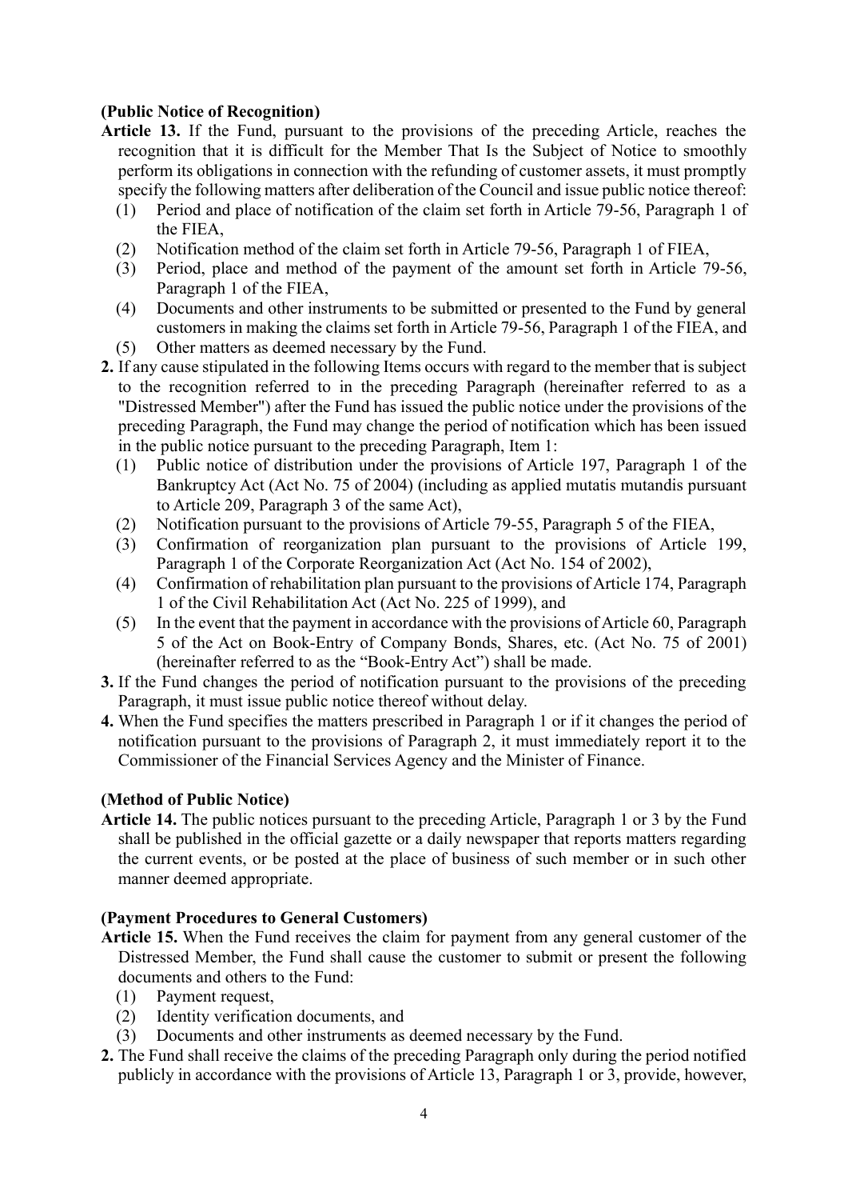**(Public Notice of Recognition)**

**Article 13.** If the Fund, pursuant to the provisions of the preceding Article, reaches the recognition that it is difficult for the Member That Is the Subject of Notice to smoothly perform its obligations in connection with the refunding of customer assets, it must promptly specify the following matters after deliberation of the Council and issue public notice thereof:

(1) Period and place of notification of the claim set forth in Article 79-56, Paragraph 1 of the FIEA,

(2) Notification method of the claim set forth in Article 79-56, Paragraph 1 of FIEA,

(3) Period, place and method of the payment of the amount set forth in Article 79-56, Paragraph 1 of the FIEA,

(4) Documents and other instruments to be submitted or presented to the Fund by general customers in making the claims set forth in Article 79-56, Paragraph 1 of the FIEA, and

(5) Other matters as deemed necessary by the Fund.

**2.** If any cause stipulated in the following Items occurs with regard to the member that is subject to the recognition referred to in the preceding Paragraph (hereinafter referred to as a "Distressed Member") after the Fund has issued the public notice under the provisions of the preceding Paragraph, the Fund may change the period of notification which has been issued in the public notice pursuant to the preceding Paragraph, Item 1:

(1) Public notice of distribution under the provisions of Article 197, Paragraph 1 of the Bankruptcy Act (Act No. 75 of 2004) (including as applied mutatis mutandis pursuant to Article 209, Paragraph 3 of the same Act),

(2) Notification pursuant to the provisions of Article 79-55, Paragraph 5 of the FIEA,

(3) Confirmation of reorganization plan pursuant to the provisions of Article 199, Paragraph 1 of the Corporate Reorganization Act (Act No. 154 of 2002),

(4) Confirmation of rehabilitation plan pursuant to the provisions of Article 174, Paragraph 1 of the Civil Rehabilitation Act (Act No. 225 of 1999), and

(5) In the event that the payment in accordance with the provisions of Article 60, Paragraph 5 of the Act on Book-Entry of Company Bonds, Shares, etc. (Act No. 75 of 2001) (hereinafter referred to as the "Book-Entry Act") shall be made.

**3.** If the Fund changes the period of notification pursuant to the provisions of the preceding Paragraph, it must issue public notice thereof without delay.

**4.** When the Fund specifies the matters prescribed in Paragraph 1 or if it changes the period of notification pursuant to the provisions of Paragraph 2, it must immediately report it to the Commissioner of the Financial Services Agency and the Minister of Finance.

**(Method of Public Notice)**

**Article 14.** The public notices pursuant to the preceding Article, Paragraph 1 or 3 by the Fund shall be published in the official gazette or a daily newspaper that reports matters regarding the current events, or be posted at the place of business of such member or in such other manner deemed appropriate.

**(Payment Procedures to General Customers)**

**Article 15.** When the Fund receives the claim for payment from any general customer of the Distressed Member, the Fund shall cause the customer to submit or present the following documents and others to the Fund:

(1) Payment request,

(2) Identity verification documents, and

(3) Documents and other instruments as deemed necessary by the Fund.

**2.** The Fund shall receive the claims of the preceding Paragraph only during the period notified publicly in accordance with the provisions of Article 13, Paragraph 1 or 3, provide, however,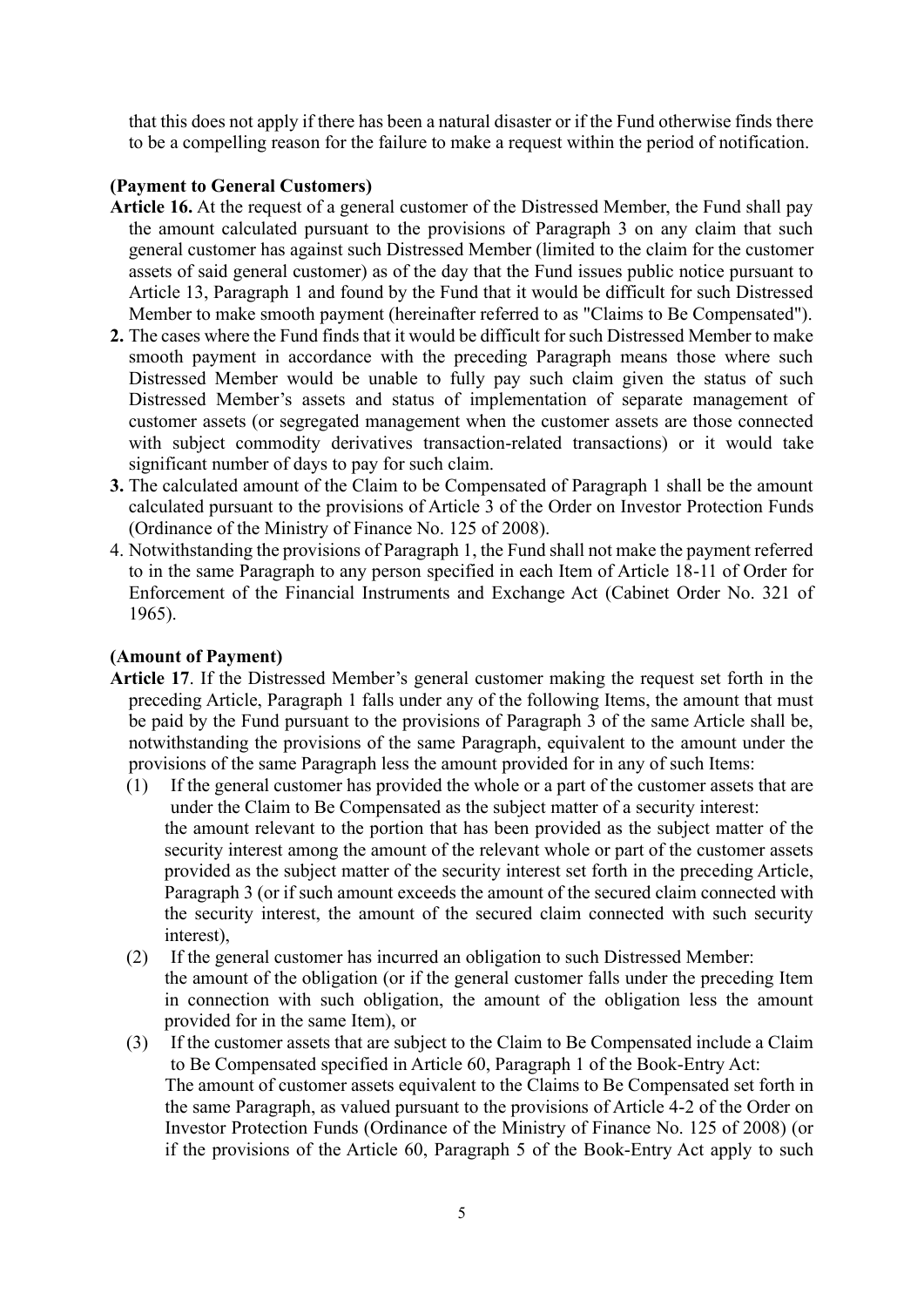that this does not apply if there has been a natural disaster or if the Fund otherwise finds there to be a compelling reason for the failure to make a request within the period of notification.

**(Payment to General Customers)**

**Article 16.** At the request of a general customer of the Distressed Member, the Fund shall pay the amount calculated pursuant to the provisions of Paragraph 3 on any claim that such general customer has against such Distressed Member (limited to the claim for the customer assets of said general customer) as of the day that the Fund issues public notice pursuant to Article 13, Paragraph 1 and found by the Fund that it would be difficult for such Distressed Member to make smooth payment (hereinafter referred to as "Claims to Be Compensated").

**2.** The cases where the Fund finds that it would be difficult for such Distressed Member to make smooth payment in accordance with the preceding Paragraph means those where such Distressed Member would be unable to fully pay such claim given the status of such Distressed Member's assets and status of implementation of separate management of customer assets (or segregated management when the customer assets are those connected with subject commodity derivatives transaction-related transactions) or it would take significant number of days to pay for such claim.

**3.** The calculated amount of the Claim to be Compensated of Paragraph 1 shall be the amount calculated pursuant to the provisions of Article 3 of the Order on Investor Protection Funds (Ordinance of the Ministry of Finance No. 125 of 2008).

4. Notwithstanding the provisions of Paragraph 1, the Fund shall not make the payment referred to in the same Paragraph to any person specified in each Item of Article 18-11 of Order for Enforcement of the Financial Instruments and Exchange Act (Cabinet Order No. 321 of 1965).

**(Amount of Payment)**

**Article 17**. If the Distressed Member's general customer making the request set forth in the preceding Article, Paragraph 1 falls under any of the following Items, the amount that must be paid by the Fund pursuant to the provisions of Paragraph 3 of the same Article shall be, notwithstanding the provisions of the same Paragraph, equivalent to the amount under the provisions of the same Paragraph less the amount provided for in any of such Items:

(1) If the general customer has provided the whole or a part of the customer assets that are under the Claim to Be Compensated as the subject matter of a security interest:
the amount relevant to the portion that has been provided as the subject matter of the security interest among the amount of the relevant whole or part of the customer assets provided as the subject matter of the security interest set forth in the preceding Article, Paragraph 3 (or if such amount exceeds the amount of the secured claim connected with the security interest, the amount of the secured claim connected with such security interest),

(2) If the general customer has incurred an obligation to such Distressed Member:
the amount of the obligation (or if the general customer falls under the preceding Item in connection with such obligation, the amount of the obligation less the amount provided for in the same Item), or

(3) If the customer assets that are subject to the Claim to Be Compensated include a Claim to Be Compensated specified in Article 60, Paragraph 1 of the Book-Entry Act:
The amount of customer assets equivalent to the Claims to Be Compensated set forth in the same Paragraph, as valued pursuant to the provisions of Article 4-2 of the Order on Investor Protection Funds (Ordinance of the Ministry of Finance No. 125 of 2008) (or if the provisions of the Article 60, Paragraph 5 of the Book-Entry Act apply to such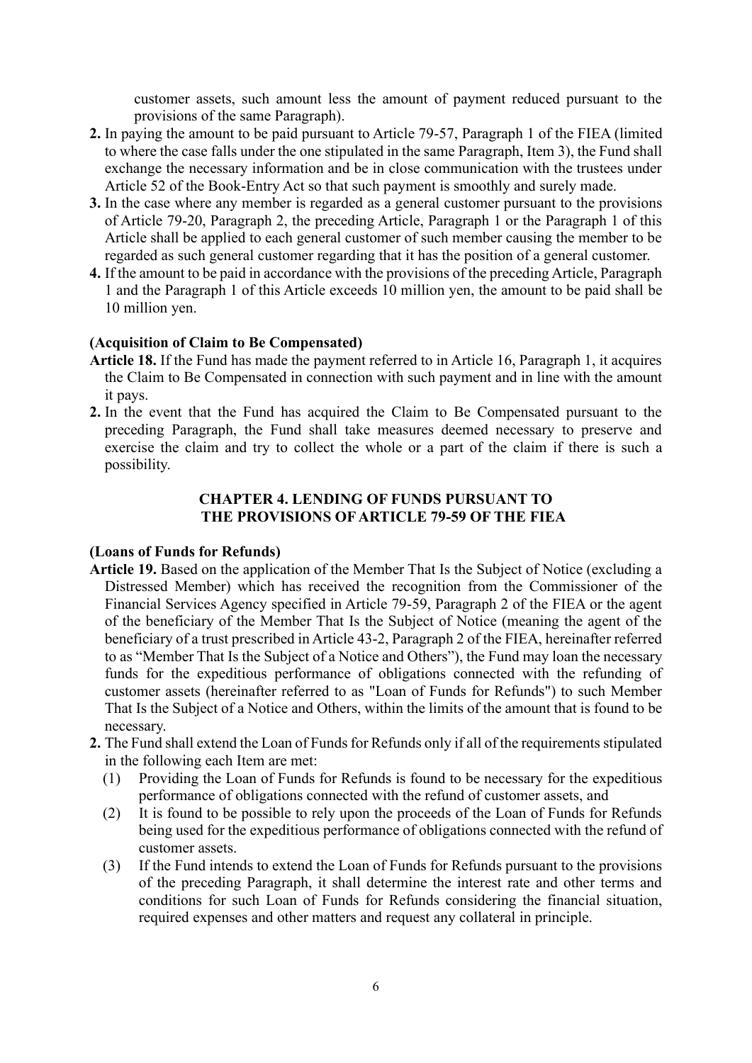customer assets, such amount less the amount of payment reduced pursuant to the provisions of the same Paragraph).

**2.** In paying the amount to be paid pursuant to Article 79-57, Paragraph 1 of the FIEA (limited to where the case falls under the one stipulated in the same Paragraph, Item 3), the Fund shall exchange the necessary information and be in close communication with the trustees under Article 52 of the Book-Entry Act so that such payment is smoothly and surely made.

**3.** In the case where any member is regarded as a general customer pursuant to the provisions of Article 79-20, Paragraph 2, the preceding Article, Paragraph 1 or the Paragraph 1 of this Article shall be applied to each general customer of such member causing the member to be regarded as such general customer regarding that it has the position of a general customer.

**4.** If the amount to be paid in accordance with the provisions of the preceding Article, Paragraph 1 and the Paragraph 1 of this Article exceeds 10 million yen, the amount to be paid shall be 10 million yen.

**(Acquisition of Claim to Be Compensated)**

**Article 18.** If the Fund has made the payment referred to in Article 16, Paragraph 1, it acquires the Claim to Be Compensated in connection with such payment and in line with the amount it pays.

**2.** In the event that the Fund has acquired the Claim to Be Compensated pursuant to the preceding Paragraph, the Fund shall take measures deemed necessary to preserve and exercise the claim and try to collect the whole or a part of the claim if there is such a possibility.

## CHAPTER 4. LENDING OF FUNDS PURSUANT TO THE PROVISIONS OF ARTICLE 79-59 OF THE FIEA

**(Loans of Funds for Refunds)**

**Article 19.** Based on the application of the Member That Is the Subject of Notice (excluding a Distressed Member) which has received the recognition from the Commissioner of the Financial Services Agency specified in Article 79-59, Paragraph 2 of the FIEA or the agent of the beneficiary of the Member That Is the Subject of Notice (meaning the agent of the beneficiary of a trust prescribed in Article 43-2, Paragraph 2 of the FIEA, hereinafter referred to as "Member That Is the Subject of a Notice and Others"), the Fund may loan the necessary funds for the expeditious performance of obligations connected with the refunding of customer assets (hereinafter referred to as "Loan of Funds for Refunds") to such Member That Is the Subject of a Notice and Others, within the limits of the amount that is found to be necessary.

**2.** The Fund shall extend the Loan of Funds for Refunds only if all of the requirements stipulated in the following each Item are met:

(1) Providing the Loan of Funds for Refunds is found to be necessary for the expeditious performance of obligations connected with the refund of customer assets, and

(2) It is found to be possible to rely upon the proceeds of the Loan of Funds for Refunds being used for the expeditious performance of obligations connected with the refund of customer assets.

(3) If the Fund intends to extend the Loan of Funds for Refunds pursuant to the provisions of the preceding Paragraph, it shall determine the interest rate and other terms and conditions for such Loan of Funds for Refunds considering the financial situation, required expenses and other matters and request any collateral in principle.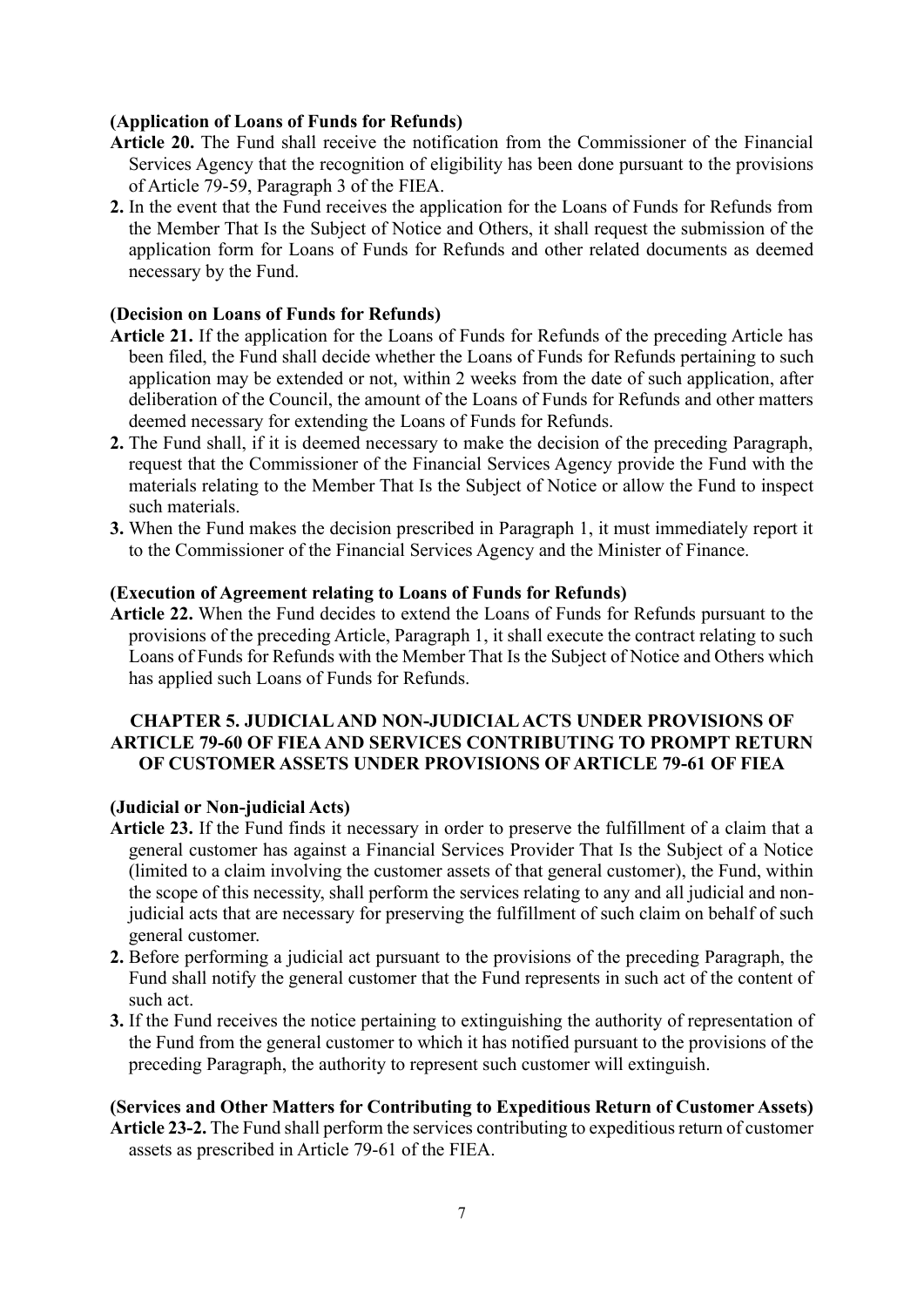**(Application of Loans of Funds for Refunds)**

**Article 20.** The Fund shall receive the notification from the Commissioner of the Financial Services Agency that the recognition of eligibility has been done pursuant to the provisions of Article 79-59, Paragraph 3 of the FIEA.

**2.** In the event that the Fund receives the application for the Loans of Funds for Refunds from the Member That Is the Subject of Notice and Others, it shall request the submission of the application form for Loans of Funds for Refunds and other related documents as deemed necessary by the Fund.

**(Decision on Loans of Funds for Refunds)**

**Article 21.** If the application for the Loans of Funds for Refunds of the preceding Article has been filed, the Fund shall decide whether the Loans of Funds for Refunds pertaining to such application may be extended or not, within 2 weeks from the date of such application, after deliberation of the Council, the amount of the Loans of Funds for Refunds and other matters deemed necessary for extending the Loans of Funds for Refunds.

**2.** The Fund shall, if it is deemed necessary to make the decision of the preceding Paragraph, request that the Commissioner of the Financial Services Agency provide the Fund with the materials relating to the Member That Is the Subject of Notice or allow the Fund to inspect such materials.

**3.** When the Fund makes the decision prescribed in Paragraph 1, it must immediately report it to the Commissioner of the Financial Services Agency and the Minister of Finance.

**(Execution of Agreement relating to Loans of Funds for Refunds)**

**Article 22.** When the Fund decides to extend the Loans of Funds for Refunds pursuant to the provisions of the preceding Article, Paragraph 1, it shall execute the contract relating to such Loans of Funds for Refunds with the Member That Is the Subject of Notice and Others which has applied such Loans of Funds for Refunds.

## CHAPTER 5. JUDICIAL AND NON-JUDICIAL ACTS UNDER PROVISIONS OF ARTICLE 79-60 OF FIEA AND SERVICES CONTRIBUTING TO PROMPT RETURN OF CUSTOMER ASSETS UNDER PROVISIONS OF ARTICLE 79-61 OF FIEA

**(Judicial or Non-judicial Acts)**

**Article 23.** If the Fund finds it necessary in order to preserve the fulfillment of a claim that a general customer has against a Financial Services Provider That Is the Subject of a Notice (limited to a claim involving the customer assets of that general customer), the Fund, within the scope of this necessity, shall perform the services relating to any and all judicial and non-judicial acts that are necessary for preserving the fulfillment of such claim on behalf of such general customer.

**2.** Before performing a judicial act pursuant to the provisions of the preceding Paragraph, the Fund shall notify the general customer that the Fund represents in such act of the content of such act.

**3.** If the Fund receives the notice pertaining to extinguishing the authority of representation of the Fund from the general customer to which it has notified pursuant to the provisions of the preceding Paragraph, the authority to represent such customer will extinguish.

**(Services and Other Matters for Contributing to Expeditious Return of Customer Assets)**

**Article 23-2.** The Fund shall perform the services contributing to expeditious return of customer assets as prescribed in Article 79-61 of the FIEA.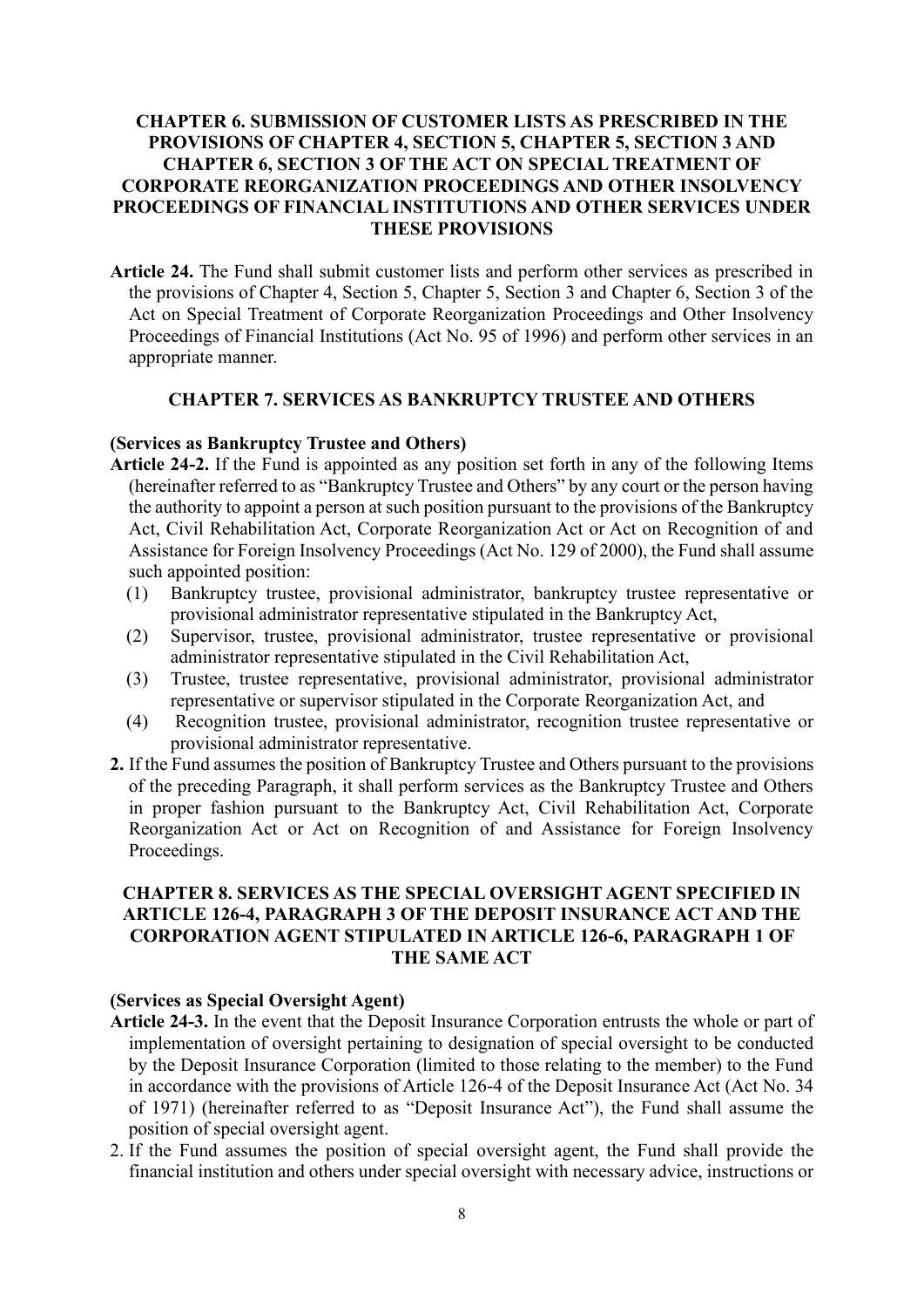## CHAPTER 6. SUBMISSION OF CUSTOMER LISTS AS PRESCRIBED IN THE PROVISIONS OF CHAPTER 4, SECTION 5, CHAPTER 5, SECTION 3 AND CHAPTER 6, SECTION 3 OF THE ACT ON SPECIAL TREATMENT OF CORPORATE REORGANIZATION PROCEEDINGS AND OTHER INSOLVENCY PROCEEDINGS OF FINANCIAL INSTITUTIONS AND OTHER SERVICES UNDER THESE PROVISIONS

**Article 24.** The Fund shall submit customer lists and perform other services as prescribed in the provisions of Chapter 4, Section 5, Chapter 5, Section 3 and Chapter 6, Section 3 of the Act on Special Treatment of Corporate Reorganization Proceedings and Other Insolvency Proceedings of Financial Institutions (Act No. 95 of 1996) and perform other services in an appropriate manner.

## CHAPTER 7. SERVICES AS BANKRUPTCY TRUSTEE AND OTHERS

**(Services as Bankruptcy Trustee and Others)**

**Article 24-2.** If the Fund is appointed as any position set forth in any of the following Items (hereinafter referred to as "Bankruptcy Trustee and Others" by any court or the person having the authority to appoint a person at such position pursuant to the provisions of the Bankruptcy Act, Civil Rehabilitation Act, Corporate Reorganization Act or Act on Recognition of and Assistance for Foreign Insolvency Proceedings (Act No. 129 of 2000), the Fund shall assume such appointed position:

(1) Bankruptcy trustee, provisional administrator, bankruptcy trustee representative or provisional administrator representative stipulated in the Bankruptcy Act,

(2) Supervisor, trustee, provisional administrator, trustee representative or provisional administrator representative stipulated in the Civil Rehabilitation Act,

(3) Trustee, trustee representative, provisional administrator, provisional administrator representative or supervisor stipulated in the Corporate Reorganization Act, and

(4) Recognition trustee, provisional administrator, recognition trustee representative or provisional administrator representative.

**2.** If the Fund assumes the position of Bankruptcy Trustee and Others pursuant to the provisions of the preceding Paragraph, it shall perform services as the Bankruptcy Trustee and Others in proper fashion pursuant to the Bankruptcy Act, Civil Rehabilitation Act, Corporate Reorganization Act or Act on Recognition of and Assistance for Foreign Insolvency Proceedings.

## CHAPTER 8. SERVICES AS THE SPECIAL OVERSIGHT AGENT SPECIFIED IN ARTICLE 126-4, PARAGRAPH 3 OF THE DEPOSIT INSURANCE ACT AND THE CORPORATION AGENT STIPULATED IN ARTICLE 126-6, PARAGRAPH 1 OF THE SAME ACT

**(Services as Special Oversight Agent)**

**Article 24-3.** In the event that the Deposit Insurance Corporation entrusts the whole or part of implementation of oversight pertaining to designation of special oversight to be conducted by the Deposit Insurance Corporation (limited to those relating to the member) to the Fund in accordance with the provisions of Article 126-4 of the Deposit Insurance Act (Act No. 34 of 1971) (hereinafter referred to as "Deposit Insurance Act"), the Fund shall assume the position of special oversight agent.

2. If the Fund assumes the position of special oversight agent, the Fund shall provide the financial institution and others under special oversight with necessary advice, instructions or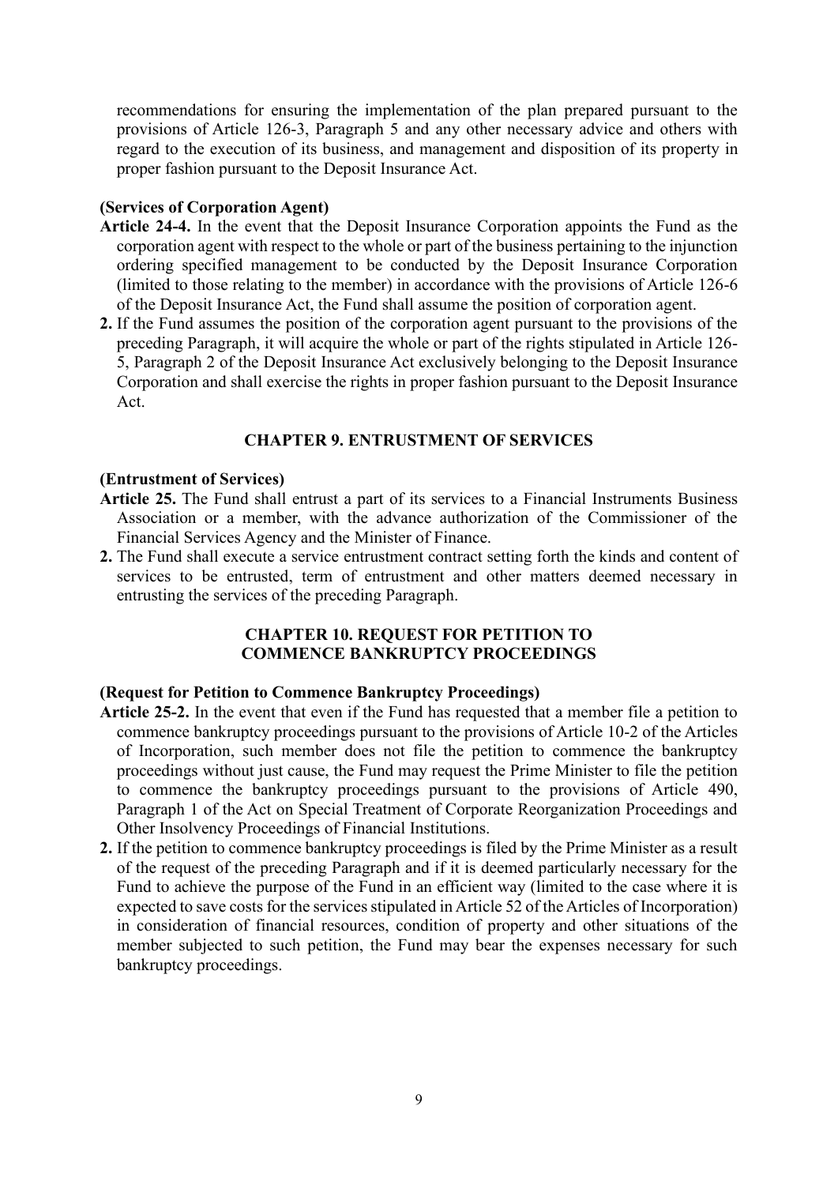recommendations for ensuring the implementation of the plan prepared pursuant to the provisions of Article 126-3, Paragraph 5 and any other necessary advice and others with regard to the execution of its business, and management and disposition of its property in proper fashion pursuant to the Deposit Insurance Act.

**(Services of Corporation Agent)**

**Article 24-4.** In the event that the Deposit Insurance Corporation appoints the Fund as the corporation agent with respect to the whole or part of the business pertaining to the injunction ordering specified management to be conducted by the Deposit Insurance Corporation (limited to those relating to the member) in accordance with the provisions of Article 126-6 of the Deposit Insurance Act, the Fund shall assume the position of corporation agent.

**2.** If the Fund assumes the position of the corporation agent pursuant to the provisions of the preceding Paragraph, it will acquire the whole or part of the rights stipulated in Article 126-5, Paragraph 2 of the Deposit Insurance Act exclusively belonging to the Deposit Insurance Corporation and shall exercise the rights in proper fashion pursuant to the Deposit Insurance Act.

## CHAPTER 9. ENTRUSTMENT OF SERVICES

**(Entrustment of Services)**

**Article 25.** The Fund shall entrust a part of its services to a Financial Instruments Business Association or a member, with the advance authorization of the Commissioner of the Financial Services Agency and the Minister of Finance.

**2.** The Fund shall execute a service entrustment contract setting forth the kinds and content of services to be entrusted, term of entrustment and other matters deemed necessary in entrusting the services of the preceding Paragraph.

## CHAPTER 10. REQUEST FOR PETITION TO COMMENCE BANKRUPTCY PROCEEDINGS

**(Request for Petition to Commence Bankruptcy Proceedings)**

**Article 25-2.** In the event that even if the Fund has requested that a member file a petition to commence bankruptcy proceedings pursuant to the provisions of Article 10-2 of the Articles of Incorporation, such member does not file the petition to commence the bankruptcy proceedings without just cause, the Fund may request the Prime Minister to file the petition to commence the bankruptcy proceedings pursuant to the provisions of Article 490, Paragraph 1 of the Act on Special Treatment of Corporate Reorganization Proceedings and Other Insolvency Proceedings of Financial Institutions.

**2.** If the petition to commence bankruptcy proceedings is filed by the Prime Minister as a result of the request of the preceding Paragraph and if it is deemed particularly necessary for the Fund to achieve the purpose of the Fund in an efficient way (limited to the case where it is expected to save costs for the services stipulated in Article 52 of the Articles of Incorporation) in consideration of financial resources, condition of property and other situations of the member subjected to such petition, the Fund may bear the expenses necessary for such bankruptcy proceedings.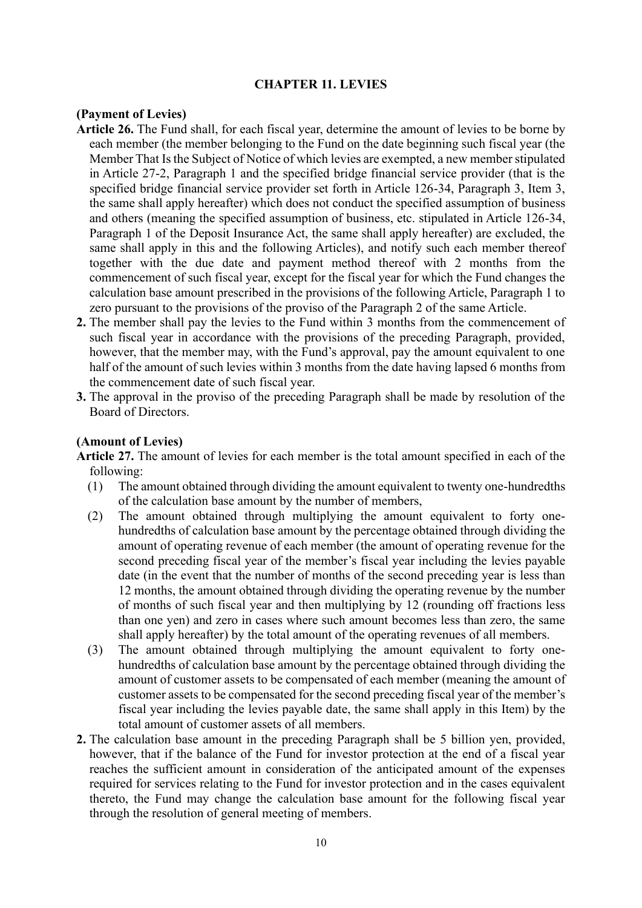## CHAPTER 11. LEVIES

**(Payment of Levies)**

**Article 26.** The Fund shall, for each fiscal year, determine the amount of levies to be borne by each member (the member belonging to the Fund on the date beginning such fiscal year (the Member That Is the Subject of Notice of which levies are exempted, a new member stipulated in Article 27-2, Paragraph 1 and the specified bridge financial service provider (that is the specified bridge financial service provider set forth in Article 126-34, Paragraph 3, Item 3, the same shall apply hereafter) which does not conduct the specified assumption of business and others (meaning the specified assumption of business, etc. stipulated in Article 126-34, Paragraph 1 of the Deposit Insurance Act, the same shall apply hereafter) are excluded, the same shall apply in this and the following Articles), and notify such each member thereof together with the due date and payment method thereof with 2 months from the commencement of such fiscal year, except for the fiscal year for which the Fund changes the calculation base amount prescribed in the provisions of the following Article, Paragraph 1 to zero pursuant to the provisions of the proviso of the Paragraph 2 of the same Article.

**2.** The member shall pay the levies to the Fund within 3 months from the commencement of such fiscal year in accordance with the provisions of the preceding Paragraph, provided, however, that the member may, with the Fund's approval, pay the amount equivalent to one half of the amount of such levies within 3 months from the date having lapsed 6 months from the commencement date of such fiscal year.

**3.** The approval in the proviso of the preceding Paragraph shall be made by resolution of the Board of Directors.

**(Amount of Levies)**

**Article 27.** The amount of levies for each member is the total amount specified in each of the following:

(1) The amount obtained through dividing the amount equivalent to twenty one-hundredths of the calculation base amount by the number of members,

(2) The amount obtained through multiplying the amount equivalent to forty one-hundredths of calculation base amount by the percentage obtained through dividing the amount of operating revenue of each member (the amount of operating revenue for the second preceding fiscal year of the member's fiscal year including the levies payable date (in the event that the number of months of the second preceding year is less than 12 months, the amount obtained through dividing the operating revenue by the number of months of such fiscal year and then multiplying by 12 (rounding off fractions less than one yen) and zero in cases where such amount becomes less than zero, the same shall apply hereafter) by the total amount of the operating revenues of all members.

(3) The amount obtained through multiplying the amount equivalent to forty one-hundredths of calculation base amount by the percentage obtained through dividing the amount of customer assets to be compensated of each member (meaning the amount of customer assets to be compensated for the second preceding fiscal year of the member's fiscal year including the levies payable date, the same shall apply in this Item) by the total amount of customer assets of all members.

**2.** The calculation base amount in the preceding Paragraph shall be 5 billion yen, provided, however, that if the balance of the Fund for investor protection at the end of a fiscal year reaches the sufficient amount in consideration of the anticipated amount of the expenses required for services relating to the Fund for investor protection and in the cases equivalent thereto, the Fund may change the calculation base amount for the following fiscal year through the resolution of general meeting of members.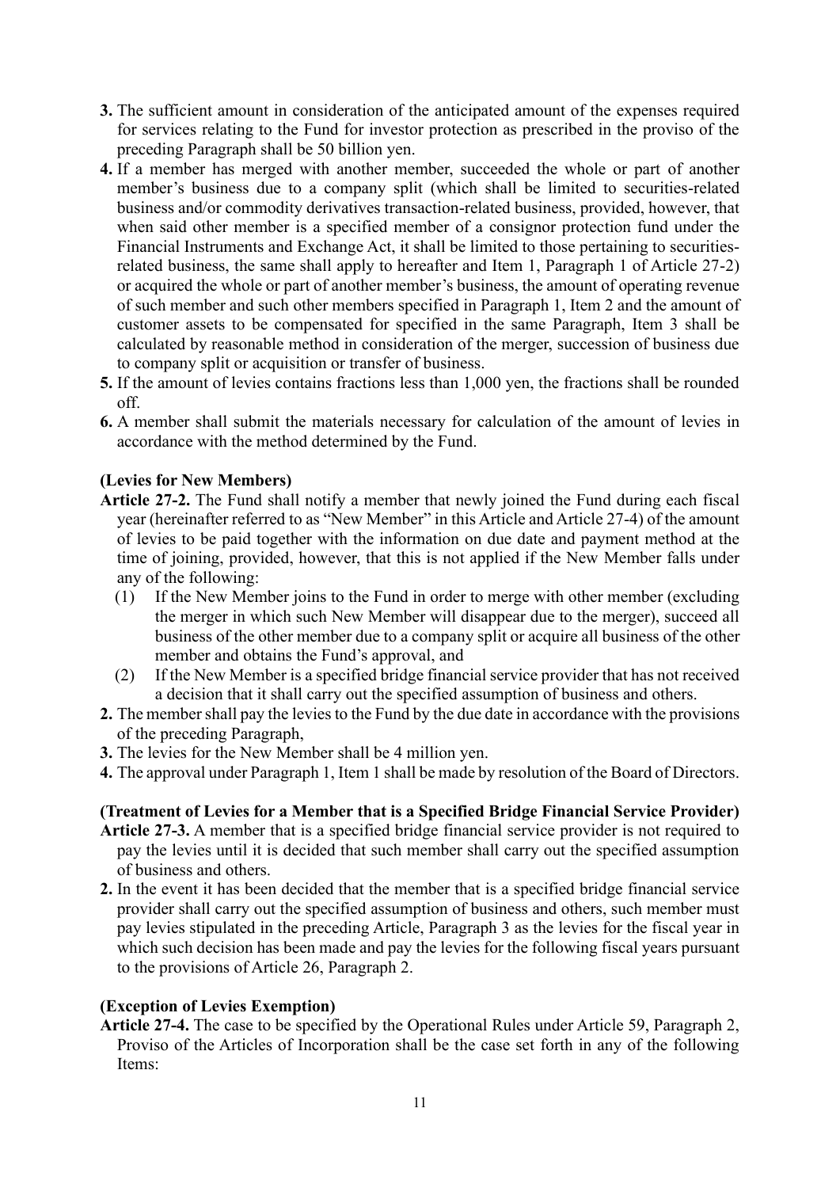**3.** The sufficient amount in consideration of the anticipated amount of the expenses required for services relating to the Fund for investor protection as prescribed in the proviso of the preceding Paragraph shall be 50 billion yen.

**4.** If a member has merged with another member, succeeded the whole or part of another member's business due to a company split (which shall be limited to securities-related business and/or commodity derivatives transaction-related business, provided, however, that when said other member is a specified member of a consignor protection fund under the Financial Instruments and Exchange Act, it shall be limited to those pertaining to securities-related business, the same shall apply to hereafter and Item 1, Paragraph 1 of Article 27-2) or acquired the whole or part of another member's business, the amount of operating revenue of such member and such other members specified in Paragraph 1, Item 2 and the amount of customer assets to be compensated for specified in the same Paragraph, Item 3 shall be calculated by reasonable method in consideration of the merger, succession of business due to company split or acquisition or transfer of business.

**5.** If the amount of levies contains fractions less than 1,000 yen, the fractions shall be rounded off.

**6.** A member shall submit the materials necessary for calculation of the amount of levies in accordance with the method determined by the Fund.

**(Levies for New Members)**

**Article 27-2.** The Fund shall notify a member that newly joined the Fund during each fiscal year (hereinafter referred to as "New Member" in this Article and Article 27-4) of the amount of levies to be paid together with the information on due date and payment method at the time of joining, provided, however, that this is not applied if the New Member falls under any of the following:

(1) If the New Member joins to the Fund in order to merge with other member (excluding the merger in which such New Member will disappear due to the merger), succeed all business of the other member due to a company split or acquire all business of the other member and obtains the Fund's approval, and

(2) If the New Member is a specified bridge financial service provider that has not received a decision that it shall carry out the specified assumption of business and others.

**2.** The member shall pay the levies to the Fund by the due date in accordance with the provisions of the preceding Paragraph,

**3.** The levies for the New Member shall be 4 million yen.

**4.** The approval under Paragraph 1, Item 1 shall be made by resolution of the Board of Directors.

**(Treatment of Levies for a Member that is a Specified Bridge Financial Service Provider)**

**Article 27-3.** A member that is a specified bridge financial service provider is not required to pay the levies until it is decided that such member shall carry out the specified assumption of business and others.

**2.** In the event it has been decided that the member that is a specified bridge financial service provider shall carry out the specified assumption of business and others, such member must pay levies stipulated in the preceding Article, Paragraph 3 as the levies for the fiscal year in which such decision has been made and pay the levies for the following fiscal years pursuant to the provisions of Article 26, Paragraph 2.

**(Exception of Levies Exemption)**

**Article 27-4.** The case to be specified by the Operational Rules under Article 59, Paragraph 2, Proviso of the Articles of Incorporation shall be the case set forth in any of the following Items: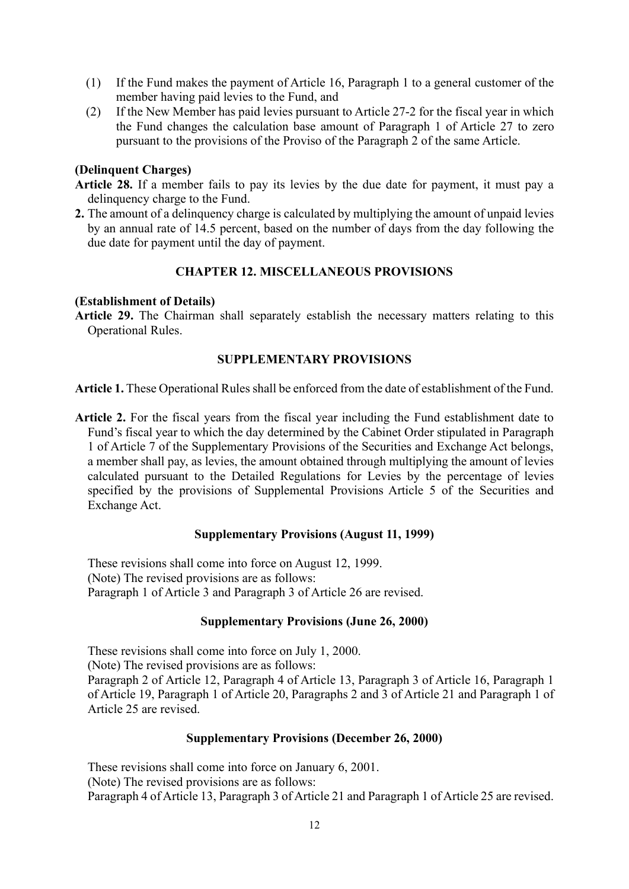(1) If the Fund makes the payment of Article 16, Paragraph 1 to a general customer of the member having paid levies to the Fund, and

(2) If the New Member has paid levies pursuant to Article 27-2 for the fiscal year in which the Fund changes the calculation base amount of Paragraph 1 of Article 27 to zero pursuant to the provisions of the Proviso of the Paragraph 2 of the same Article.

**(Delinquent Charges)**

**Article 28.** If a member fails to pay its levies by the due date for payment, it must pay a delinquency charge to the Fund.

**2.** The amount of a delinquency charge is calculated by multiplying the amount of unpaid levies by an annual rate of 14.5 percent, based on the number of days from the day following the due date for payment until the day of payment.

## CHAPTER 12. MISCELLANEOUS PROVISIONS

**(Establishment of Details)**

**Article 29.** The Chairman shall separately establish the necessary matters relating to this Operational Rules.

## SUPPLEMENTARY PROVISIONS

**Article 1.** These Operational Rules shall be enforced from the date of establishment of the Fund.

**Article 2.** For the fiscal years from the fiscal year including the Fund establishment date to Fund's fiscal year to which the day determined by the Cabinet Order stipulated in Paragraph 1 of Article 7 of the Supplementary Provisions of the Securities and Exchange Act belongs, a member shall pay, as levies, the amount obtained through multiplying the amount of levies calculated pursuant to the Detailed Regulations for Levies by the percentage of levies specified by the provisions of Supplemental Provisions Article 5 of the Securities and Exchange Act.

### Supplementary Provisions (August 11, 1999)

These revisions shall come into force on August 12, 1999.
(Note) The revised provisions are as follows:
Paragraph 1 of Article 3 and Paragraph 3 of Article 26 are revised.

### Supplementary Provisions (June 26, 2000)

These revisions shall come into force on July 1, 2000.
(Note) The revised provisions are as follows:
Paragraph 2 of Article 12, Paragraph 4 of Article 13, Paragraph 3 of Article 16, Paragraph 1 of Article 19, Paragraph 1 of Article 20, Paragraphs 2 and 3 of Article 21 and Paragraph 1 of Article 25 are revised.

### Supplementary Provisions (December 26, 2000)

These revisions shall come into force on January 6, 2001.
(Note) The revised provisions are as follows:
Paragraph 4 of Article 13, Paragraph 3 of Article 21 and Paragraph 1 of Article 25 are revised.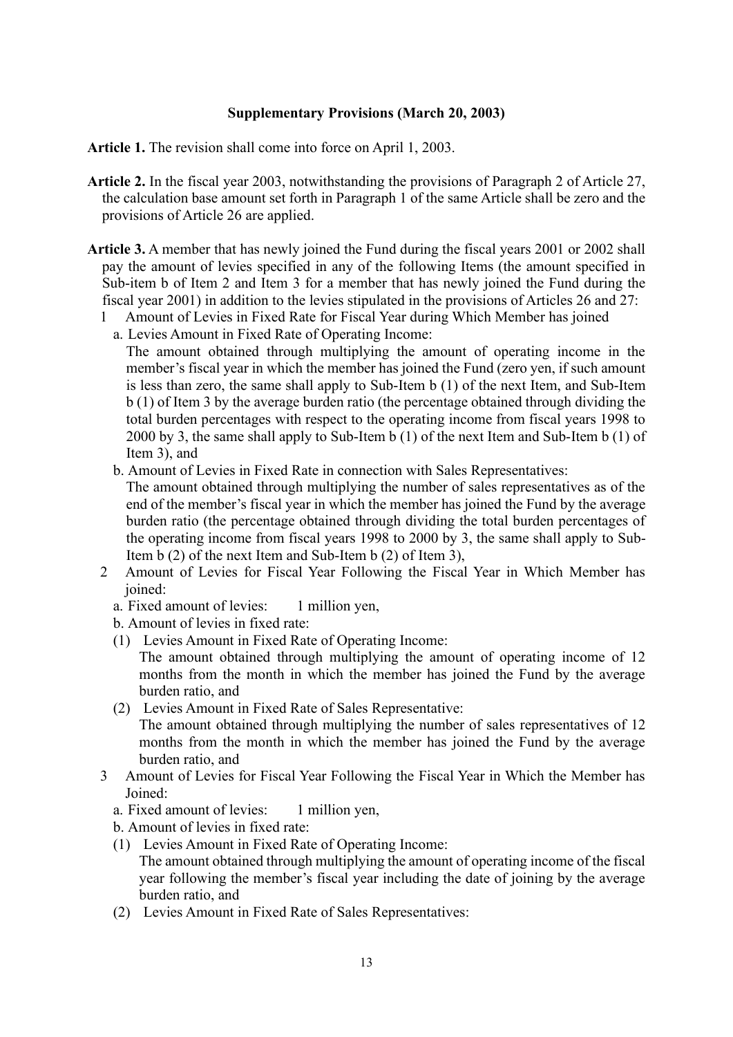**Supplementary Provisions (March 20, 2003)**

**Article 1.** The revision shall come into force on April 1, 2003.

**Article 2.** In the fiscal year 2003, notwithstanding the provisions of Paragraph 2 of Article 27, the calculation base amount set forth in Paragraph 1 of the same Article shall be zero and the provisions of Article 26 are applied.

**Article 3.** A member that has newly joined the Fund during the fiscal years 2001 or 2002 shall pay the amount of levies specified in any of the following Items (the amount specified in Sub-item b of Item 2 and Item 3 for a member that has newly joined the Fund during the fiscal year 2001) in addition to the levies stipulated in the provisions of Articles 26 and 27:

1 Amount of Levies in Fixed Rate for Fiscal Year during Which Member has joined

a. Levies Amount in Fixed Rate of Operating Income:

The amount obtained through multiplying the amount of operating income in the member's fiscal year in which the member has joined the Fund (zero yen, if such amount is less than zero, the same shall apply to Sub-Item b (1) of the next Item, and Sub-Item b (1) of Item 3 by the average burden ratio (the percentage obtained through dividing the total burden percentages with respect to the operating income from fiscal years 1998 to 2000 by 3, the same shall apply to Sub-Item b (1) of the next Item and Sub-Item b (1) of Item 3), and

b. Amount of Levies in Fixed Rate in connection with Sales Representatives:

The amount obtained through multiplying the number of sales representatives as of the end of the member's fiscal year in which the member has joined the Fund by the average burden ratio (the percentage obtained through dividing the total burden percentages of the operating income from fiscal years 1998 to 2000 by 3, the same shall apply to Sub-Item b (2) of the next Item and Sub-Item b (2) of Item 3),

2 Amount of Levies for Fiscal Year Following the Fiscal Year in Which Member has joined:

a. Fixed amount of levies: 1 million yen,

b. Amount of levies in fixed rate:

(1) Levies Amount in Fixed Rate of Operating Income:

The amount obtained through multiplying the amount of operating income of 12 months from the month in which the member has joined the Fund by the average burden ratio, and

(2) Levies Amount in Fixed Rate of Sales Representative:

The amount obtained through multiplying the number of sales representatives of 12 months from the month in which the member has joined the Fund by the average burden ratio, and

3 Amount of Levies for Fiscal Year Following the Fiscal Year in Which the Member has Joined:

a. Fixed amount of levies: 1 million yen,

b. Amount of levies in fixed rate:

(1) Levies Amount in Fixed Rate of Operating Income:

The amount obtained through multiplying the amount of operating income of the fiscal year following the member's fiscal year including the date of joining by the average burden ratio, and

(2) Levies Amount in Fixed Rate of Sales Representatives: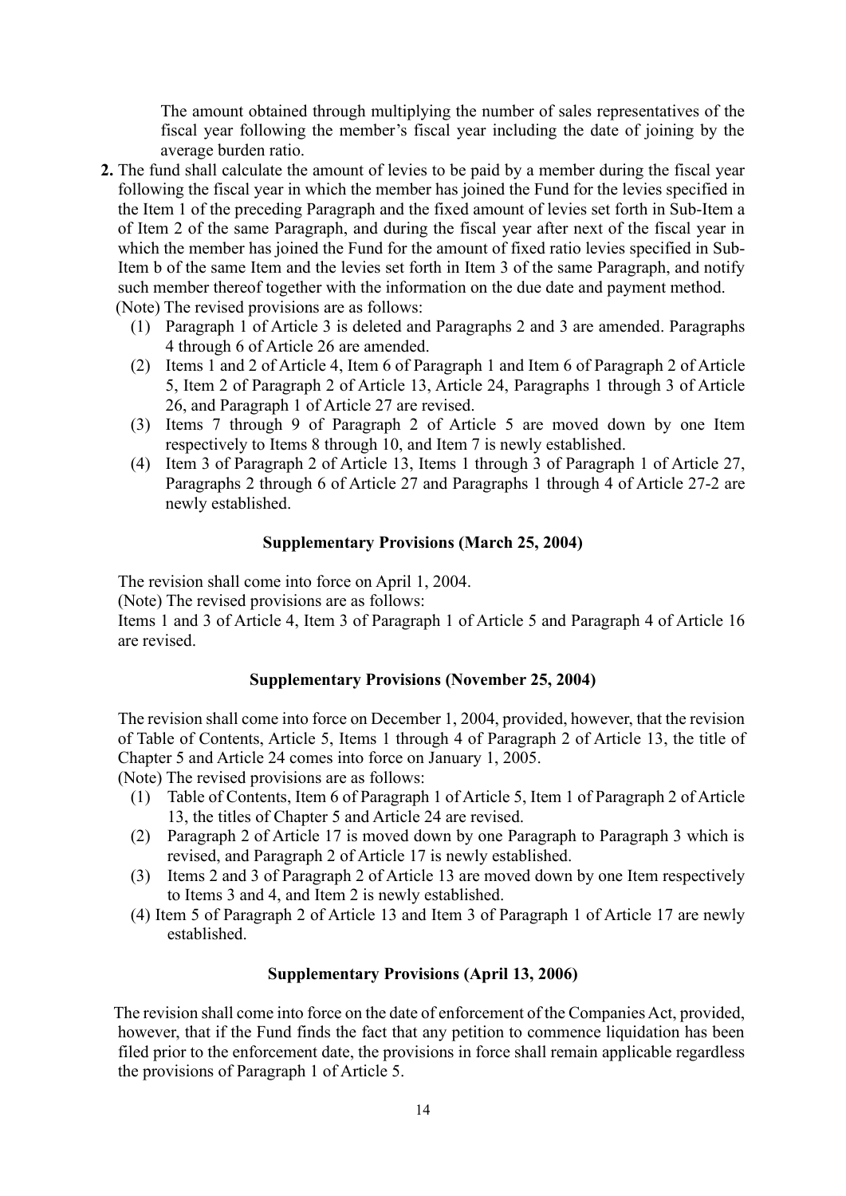The amount obtained through multiplying the number of sales representatives of the fiscal year following the member's fiscal year including the date of joining by the average burden ratio.

**2.** The fund shall calculate the amount of levies to be paid by a member during the fiscal year following the fiscal year in which the member has joined the Fund for the levies specified in the Item 1 of the preceding Paragraph and the fixed amount of levies set forth in Sub-Item a of Item 2 of the same Paragraph, and during the fiscal year after next of the fiscal year in which the member has joined the Fund for the amount of fixed ratio levies specified in Sub-Item b of the same Item and the levies set forth in Item 3 of the same Paragraph, and notify such member thereof together with the information on the due date and payment method.

(Note) The revised provisions are as follows:

(1) Paragraph 1 of Article 3 is deleted and Paragraphs 2 and 3 are amended. Paragraphs 4 through 6 of Article 26 are amended.

(2) Items 1 and 2 of Article 4, Item 6 of Paragraph 1 and Item 6 of Paragraph 2 of Article 5, Item 2 of Paragraph 2 of Article 13, Article 24, Paragraphs 1 through 3 of Article 26, and Paragraph 1 of Article 27 are revised.

(3) Items 7 through 9 of Paragraph 2 of Article 5 are moved down by one Item respectively to Items 8 through 10, and Item 7 is newly established.

(4) Item 3 of Paragraph 2 of Article 13, Items 1 through 3 of Paragraph 1 of Article 27, Paragraphs 2 through 6 of Article 27 and Paragraphs 1 through 4 of Article 27-2 are newly established.

### Supplementary Provisions (March 25, 2004)

The revision shall come into force on April 1, 2004.

(Note) The revised provisions are as follows:

Items 1 and 3 of Article 4, Item 3 of Paragraph 1 of Article 5 and Paragraph 4 of Article 16 are revised.

### Supplementary Provisions (November 25, 2004)

The revision shall come into force on December 1, 2004, provided, however, that the revision of Table of Contents, Article 5, Items 1 through 4 of Paragraph 2 of Article 13, the title of Chapter 5 and Article 24 comes into force on January 1, 2005.

(Note) The revised provisions are as follows:

(1) Table of Contents, Item 6 of Paragraph 1 of Article 5, Item 1 of Paragraph 2 of Article 13, the titles of Chapter 5 and Article 24 are revised.

(2) Paragraph 2 of Article 17 is moved down by one Paragraph to Paragraph 3 which is revised, and Paragraph 2 of Article 17 is newly established.

(3) Items 2 and 3 of Paragraph 2 of Article 13 are moved down by one Item respectively to Items 3 and 4, and Item 2 is newly established.

(4) Item 5 of Paragraph 2 of Article 13 and Item 3 of Paragraph 1 of Article 17 are newly established.

### Supplementary Provisions (April 13, 2006)

The revision shall come into force on the date of enforcement of the Companies Act, provided, however, that if the Fund finds the fact that any petition to commence liquidation has been filed prior to the enforcement date, the provisions in force shall remain applicable regardless the provisions of Paragraph 1 of Article 5.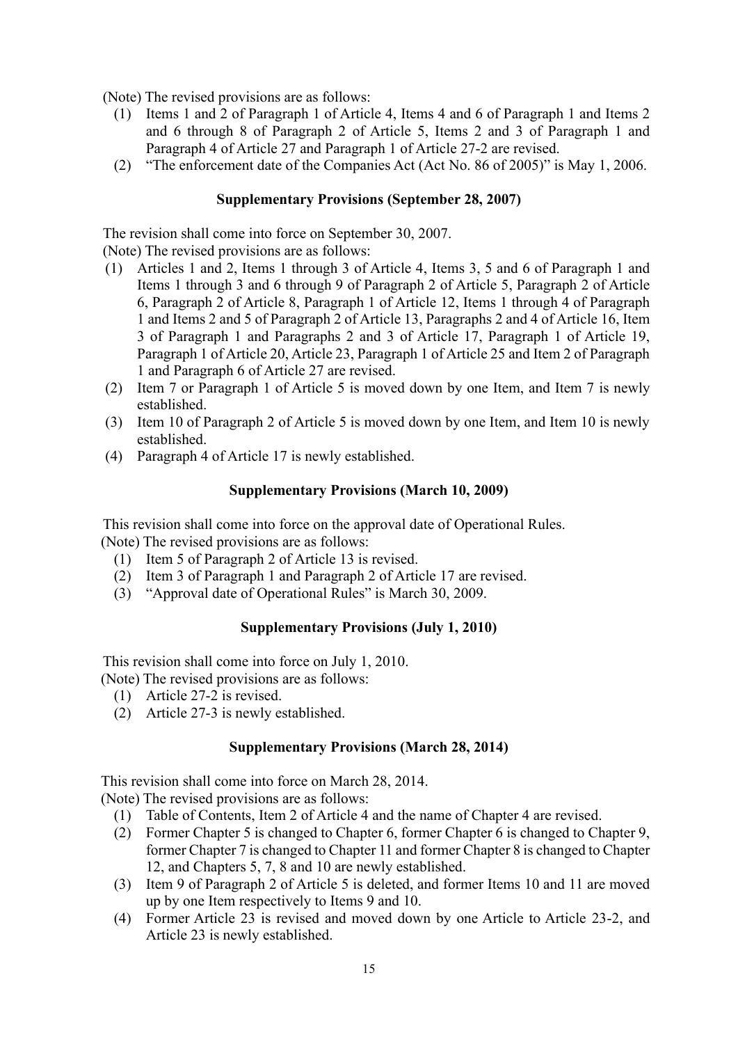(Note) The revised provisions are as follows:

(1) Items 1 and 2 of Paragraph 1 of Article 4, Items 4 and 6 of Paragraph 1 and Items 2 and 6 through 8 of Paragraph 2 of Article 5, Items 2 and 3 of Paragraph 1 and Paragraph 4 of Article 27 and Paragraph 1 of Article 27-2 are revised.
(2) "The enforcement date of the Companies Act (Act No. 86 of 2005)" is May 1, 2006.

### Supplementary Provisions (September 28, 2007)

The revision shall come into force on September 30, 2007.

(Note) The revised provisions are as follows:

(1) Articles 1 and 2, Items 1 through 3 of Article 4, Items 3, 5 and 6 of Paragraph 1 and Items 1 through 3 and 6 through 9 of Paragraph 2 of Article 5, Paragraph 2 of Article 6, Paragraph 2 of Article 8, Paragraph 1 of Article 12, Items 1 through 4 of Paragraph 1 and Items 2 and 5 of Paragraph 2 of Article 13, Paragraphs 2 and 4 of Article 16, Item 3 of Paragraph 1 and Paragraphs 2 and 3 of Article 17, Paragraph 1 of Article 19, Paragraph 1 of Article 20, Article 23, Paragraph 1 of Article 25 and Item 2 of Paragraph 1 and Paragraph 6 of Article 27 are revised.
(2) Item 7 or Paragraph 1 of Article 5 is moved down by one Item, and Item 7 is newly established.
(3) Item 10 of Paragraph 2 of Article 5 is moved down by one Item, and Item 10 is newly established.
(4) Paragraph 4 of Article 17 is newly established.

### Supplementary Provisions (March 10, 2009)

This revision shall come into force on the approval date of Operational Rules.

(Note) The revised provisions are as follows:

(1) Item 5 of Paragraph 2 of Article 13 is revised.
(2) Item 3 of Paragraph 1 and Paragraph 2 of Article 17 are revised.
(3) "Approval date of Operational Rules" is March 30, 2009.

### Supplementary Provisions (July 1, 2010)

This revision shall come into force on July 1, 2010.

(Note) The revised provisions are as follows:

(1) Article 27-2 is revised.
(2) Article 27-3 is newly established.

### Supplementary Provisions (March 28, 2014)

This revision shall come into force on March 28, 2014.

(Note) The revised provisions are as follows:

(1) Table of Contents, Item 2 of Article 4 and the name of Chapter 4 are revised.
(2) Former Chapter 5 is changed to Chapter 6, former Chapter 6 is changed to Chapter 9, former Chapter 7 is changed to Chapter 11 and former Chapter 8 is changed to Chapter 12, and Chapters 5, 7, 8 and 10 are newly established.
(3) Item 9 of Paragraph 2 of Article 5 is deleted, and former Items 10 and 11 are moved up by one Item respectively to Items 9 and 10.
(4) Former Article 23 is revised and moved down by one Article to Article 23-2, and Article 23 is newly established.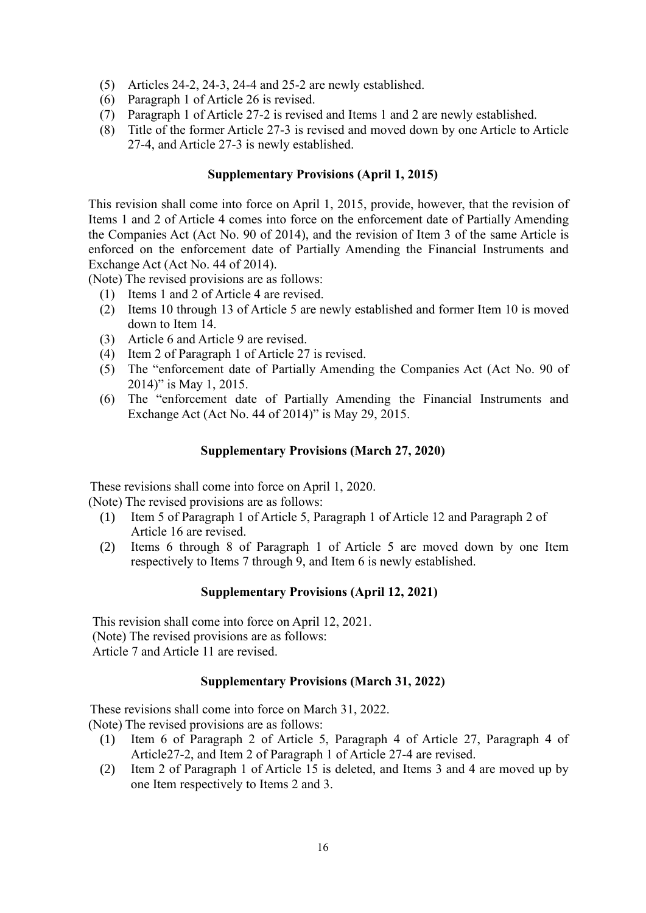(5) Articles 24-2, 24-3, 24-4 and 25-2 are newly established.
(6) Paragraph 1 of Article 26 is revised.
(7) Paragraph 1 of Article 27-2 is revised and Items 1 and 2 are newly established.
(8) Title of the former Article 27-3 is revised and moved down by one Article to Article 27-4, and Article 27-3 is newly established.

**Supplementary Provisions (April 1, 2015)**

This revision shall come into force on April 1, 2015, provide, however, that the revision of Items 1 and 2 of Article 4 comes into force on the enforcement date of Partially Amending the Companies Act (Act No. 90 of 2014), and the revision of Item 3 of the same Article is enforced on the enforcement date of Partially Amending the Financial Instruments and Exchange Act (Act No. 44 of 2014).

(Note) The revised provisions are as follows:

(1) Items 1 and 2 of Article 4 are revised.
(2) Items 10 through 13 of Article 5 are newly established and former Item 10 is moved down to Item 14.
(3) Article 6 and Article 9 are revised.
(4) Item 2 of Paragraph 1 of Article 27 is revised.
(5) The "enforcement date of Partially Amending the Companies Act (Act No. 90 of 2014)" is May 1, 2015.
(6) The "enforcement date of Partially Amending the Financial Instruments and Exchange Act (Act No. 44 of 2014)" is May 29, 2015.

**Supplementary Provisions (March 27, 2020)**

These revisions shall come into force on April 1, 2020.

(Note) The revised provisions are as follows:

(1) Item 5 of Paragraph 1 of Article 5, Paragraph 1 of Article 12 and Paragraph 2 of Article 16 are revised.
(2) Items 6 through 8 of Paragraph 1 of Article 5 are moved down by one Item respectively to Items 7 through 9, and Item 6 is newly established.

**Supplementary Provisions (April 12, 2021)**

This revision shall come into force on April 12, 2021.

(Note) The revised provisions are as follows:

Article 7 and Article 11 are revised.

**Supplementary Provisions (March 31, 2022)**

These revisions shall come into force on March 31, 2022.

(Note) The revised provisions are as follows:

(1) Item 6 of Paragraph 2 of Article 5, Paragraph 4 of Article 27, Paragraph 4 of Article27-2, and Item 2 of Paragraph 1 of Article 27-4 are revised.
(2) Item 2 of Paragraph 1 of Article 15 is deleted, and Items 3 and 4 are moved up by one Item respectively to Items 2 and 3.